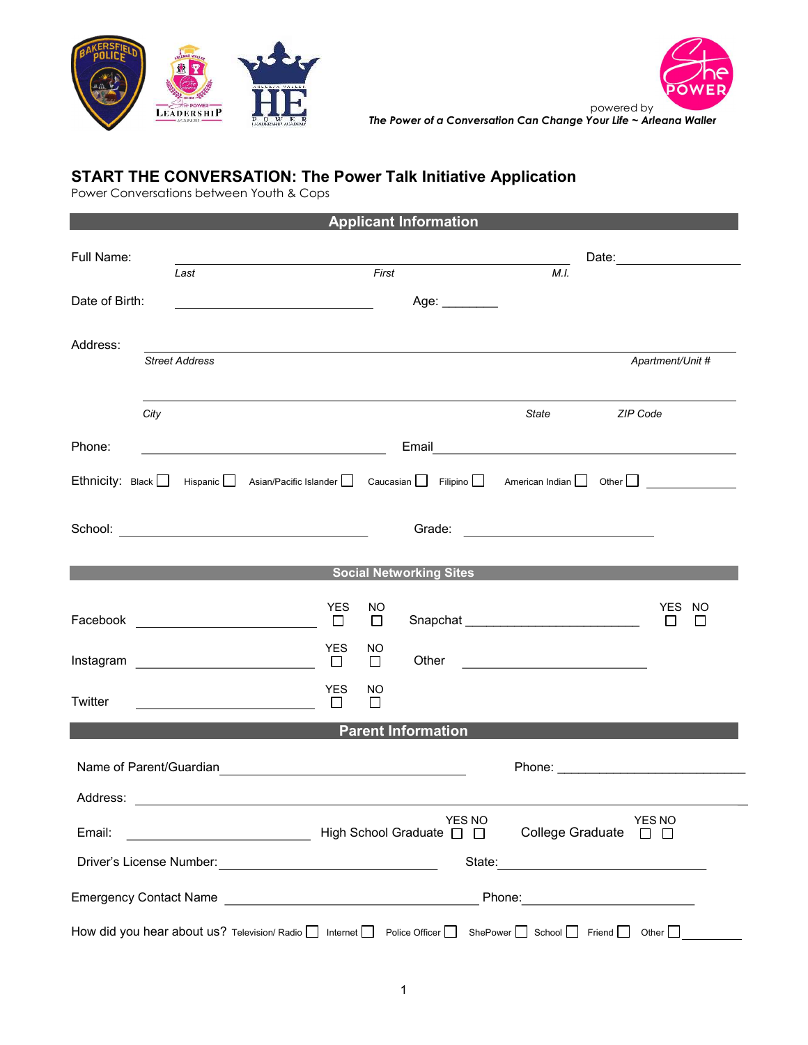powered by

*The Power of a Conversation Can Change Your Life ~ Arleana Waller*

## START THE CONVERSATION: The Power Talk Initiative Application

Power Conversations between Youth & Cops

### Applicant Information

Full Name: ______________________________________________ Date: ______________
*Last* *First* *M.I.*

Date of Birth: ______________________ Age: ________

Address: ____________________________________________________________
*Street Address* *Apartment/Unit #*

____________________________________________________________
*City* *State* *ZIP Code*

Phone: ______________________ Email ______________________________

Ethnicity: Black ☐ Hispanic ☐ Asian/Pacific Islander ☐ Caucasian ☐ Filipino ☐ American Indian ☐ Other ☐ ____________

School: ____________________________ Grade: ______________________

### Social Networking Sites

| Site | | YES | NO |
|---|---|---|---|
| Facebook | ______________________ | ☐ | ☐ |
| Snapchat | ______________________ | ☐ | ☐ |
| Instagram | ______________________ | ☐ | ☐ |
| Other | ______________________ | | |
| Twitter | ______________________ | ☐ | ☐ |

### Parent Information

Name of Parent/Guardian ____________________________ Phone: ______________________

Address: ____________________________________________________________

Email: ______________________ High School Graduate YES ☐ NO ☐ College Graduate YES ☐ NO ☐

Driver's License Number: ______________________ State: ______________________

Emergency Contact Name ____________________________ Phone: ______________________

How did you hear about us? Television/ Radio ☐ Internet ☐ Police Officer ☐ ShePower ☐ School ☐ Friend ☐ Other ☐ __________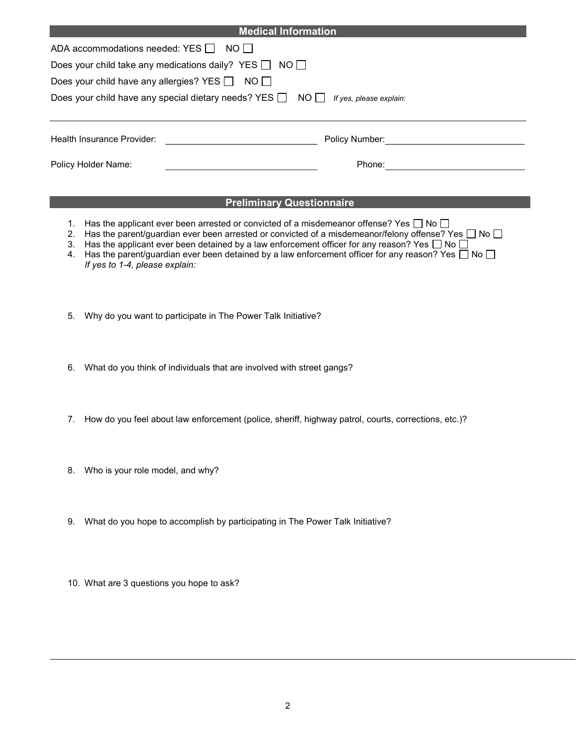## Medical Information

ADA accommodations needed: YES ☐ NO ☐

Does your child take any medications daily? YES ☐ NO ☐

Does your child have any allergies? YES ☐ NO ☐

Does your child have any special dietary needs? YES ☐ NO ☐ *If yes, please explain:*

Health Insurance Provider: ______________________ Policy Number: ______________________

Policy Holder Name: ______________________ Phone: ______________________

## Preliminary Questionnaire

1. Has the applicant ever been arrested or convicted of a misdemeanor offense? Yes ☐ No ☐
2. Has the parent/guardian ever been arrested or convicted of a misdemeanor/felony offense? Yes ☐ No ☐
3. Has the applicant ever been detained by a law enforcement officer for any reason? Yes ☐ No ☐
4. Has the parent/guardian ever been detained by a law enforcement officer for any reason? Yes ☐ No ☐
   *If yes to 1-4, please explain:*
5. Why do you want to participate in The Power Talk Initiative?
6. What do you think of individuals that are involved with street gangs?
7. How do you feel about law enforcement (police, sheriff, highway patrol, courts, corrections, etc.)?
8. Who is your role model, and why?
9. What do you hope to accomplish by participating in The Power Talk Initiative?
10. What are 3 questions you hope to ask?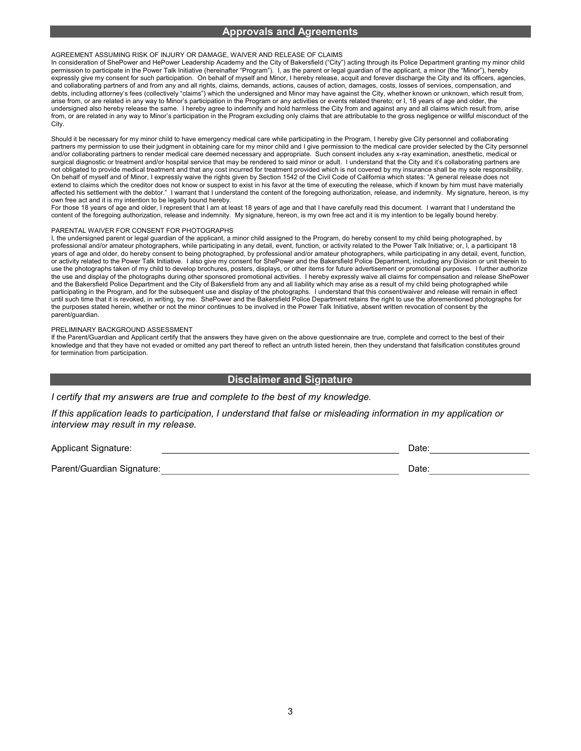## Approvals and Agreements

AGREEMENT ASSUMING RISK OF INJURY OR DAMAGE, WAIVER AND RELEASE OF CLAIMS

In consideration of ShePower and HePower Leadership Academy and the City of Bakersfield ("City") acting through its Police Department granting my minor child permission to participate in the Power Talk Initiative (hereinafter "Program"). I, as the parent or legal guardian of the applicant, a minor (the "Minor"), hereby expressly give my consent for such participation. On behalf of myself and Minor, I hereby release, acquit and forever discharge the City and its officers, agencies, and collaborating partners of and from any and all rights, claims, demands, actions, causes of action, damages, costs, losses of services, compensation, and debts, including attorney's fees (collectively "claims") which the undersigned and Minor may have against the City, whether known or unknown, which result from, arise from, or are related in any way to Minor's participation in the Program or any activities or events related thereto; or I, 18 years of age and older, the undersigned also hereby release the same. I hereby agree to indemnify and hold harmless the City from and against any and all claims which result from, arise from, or are related in any way to Minor's participation in the Program excluding only claims that are attributable to the gross negligence or willful misconduct of the City.

Should it be necessary for my minor child to have emergency medical care while participating in the Program, I hereby give City personnel and collaborating partners my permission to use their judgment in obtaining care for my minor child and I give permission to the medical care provider selected by the City personnel and/or collaborating partners to render medical care deemed necessary and appropriate. Such consent includes any x-ray examination, anesthetic, medical or surgical diagnostic or treatment and/or hospital service that may be rendered to said minor or adult. I understand that the City and it's collaborating partners are not obligated to provide medical treatment and that any cost incurred for treatment provided which is not covered by my insurance shall be my sole responsibility. On behalf of myself and of Minor, I expressly waive the rights given by Section 1542 of the Civil Code of California which states: "A general release does not extend to claims which the creditor does not know or suspect to exist in his favor at the time of executing the release, which if known by him must have materially affected his settlement with the debtor." I warrant that I understand the content of the foregoing authorization, release, and indemnity. My signature, hereon, is my own free act and it is my intention to be legally bound hereby.

For those 18 years of age and older, I represent that I am at least 18 years of age and that I have carefully read this document. I warrant that I understand the content of the foregoing authorization, release and indemnity. My signature, hereon, is my own free act and it is my intention to be legally bound hereby.

PARENTAL WAIVER FOR CONSENT FOR PHOTOGRAPHS

I, the undersigned parent or legal guardian of the applicant, a minor child assigned to the Program, do hereby consent to my child being photographed, by professional and/or amateur photographers, while participating in any detail, event, function, or activity related to the Power Talk Initiative; or, I, a participant 18 years of age and older, do hereby consent to being photographed, by professional and/or amateur photographers, while participating in any detail, event, function, or activity related to the Power Talk Initiative. I also give my consent for ShePower and the Bakersfield Police Department, including any Division or unit therein to use the photographs taken of my child to develop brochures, posters, displays, or other items for future advertisement or promotional purposes. I further authorize the use and display of the photographs during other sponsored promotional activities. I hereby expressly waive all claims for compensation and release ShePower and the Bakersfield Police Department and the City of Bakersfield from any and all liability which may arise as a result of my child being photographed while participating in the Program, and for the subsequent use and display of the photographs. I understand that this consent/waiver and release will remain in effect until such time that it is revoked, in writing, by me. ShePower and the Bakersfield Police Department retains the right to use the aforementioned photographs for the purposes stated herein, whether or not the minor continues to be involved in the Power Talk Initiative, absent written revocation of consent by the parent/guardian.

PRELIMINARY BACKGROUND ASSESSMENT

If the Parent/Guardian and Applicant certify that the answers they have given on the above questionnaire are true, complete and correct to the best of their knowledge and that they have not evaded or omitted any part thereof to reflect an untruth listed herein, then they understand that falsification constitutes ground for termination from participation.

## Disclaimer and Signature

*I certify that my answers are true and complete to the best of my knowledge.*

*If this application leads to participation, I understand that false or misleading information in my application or interview may result in my release.*

Applicant Signature: ______________________________ Date: ______________

Parent/Guardian Signature: ______________________________ Date: ______________